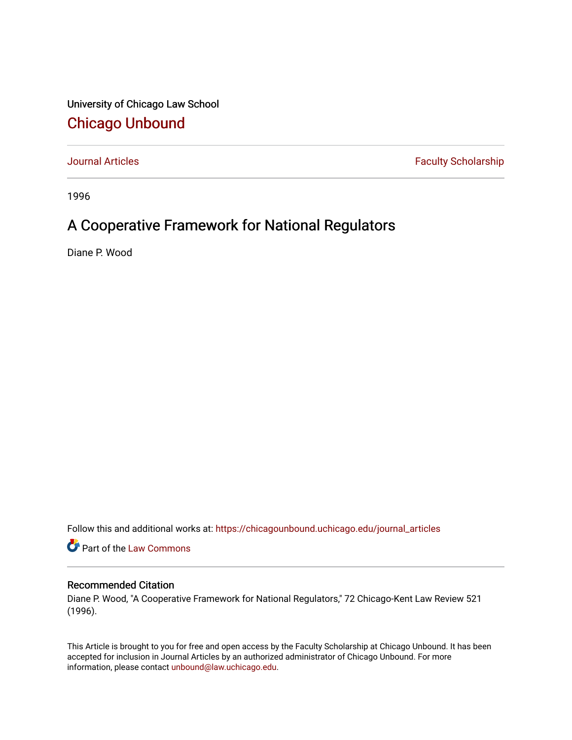University of Chicago Law School

# Chicago Unbound

Journal Articles | Faculty Scholarship

1996

## A Cooperative Framework for National Regulators

Diane P. Wood

Follow this and additional works at: https://chicagounbound.uchicago.edu/journal_articles

Part of the Law Commons

### Recommended Citation

Diane P. Wood, "A Cooperative Framework for National Regulators," 72 Chicago-Kent Law Review 521 (1996).

This Article is brought to you for free and open access by the Faculty Scholarship at Chicago Unbound. It has been accepted for inclusion in Journal Articles by an authorized administrator of Chicago Unbound. For more information, please contact unbound@law.uchicago.edu.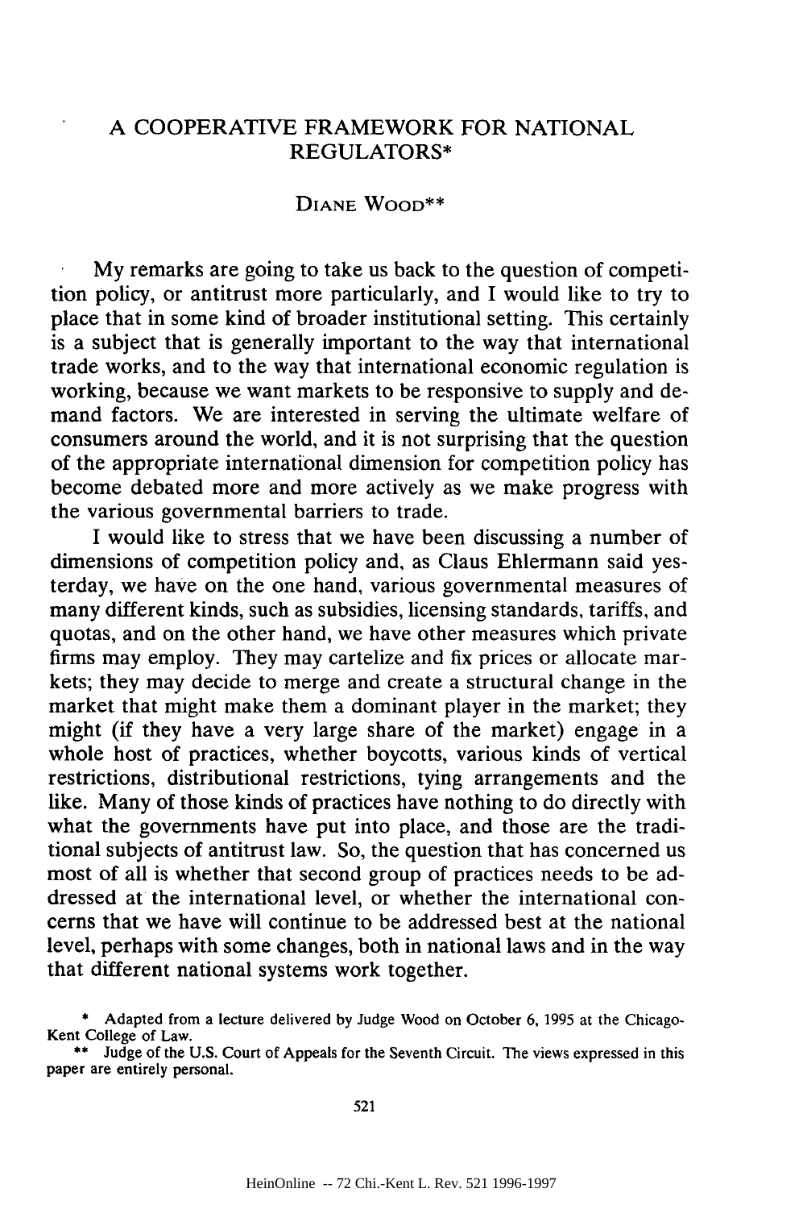# A COOPERATIVE FRAMEWORK FOR NATIONAL REGULATORS*

DIANE WOOD**

My remarks are going to take us back to the question of competition policy, or antitrust more particularly, and I would like to try to place that in some kind of broader institutional setting. This certainly is a subject that is generally important to the way that international trade works, and to the way that international economic regulation is working, because we want markets to be responsive to supply and demand factors. We are interested in serving the ultimate welfare of consumers around the world, and it is not surprising that the question of the appropriate international dimension for competition policy has become debated more and more actively as we make progress with the various governmental barriers to trade.

I would like to stress that we have been discussing a number of dimensions of competition policy and, as Claus Ehlermann said yesterday, we have on the one hand, various governmental measures of many different kinds, such as subsidies, licensing standards, tariffs, and quotas, and on the other hand, we have other measures which private firms may employ. They may cartelize and fix prices or allocate markets; they may decide to merge and create a structural change in the market that might make them a dominant player in the market; they might (if they have a very large share of the market) engage in a whole host of practices, whether boycotts, various kinds of vertical restrictions, distributional restrictions, tying arrangements and the like. Many of those kinds of practices have nothing to do directly with what the governments have put into place, and those are the traditional subjects of antitrust law. So, the question that has concerned us most of all is whether that second group of practices needs to be addressed at the international level, or whether the international concerns that we have will continue to be addressed best at the national level, perhaps with some changes, both in national laws and in the way that different national systems work together.

\* Adapted from a lecture delivered by Judge Wood on October 6, 1995 at the Chicago-Kent College of Law.

\*\* Judge of the U.S. Court of Appeals for the Seventh Circuit. The views expressed in this paper are entirely personal.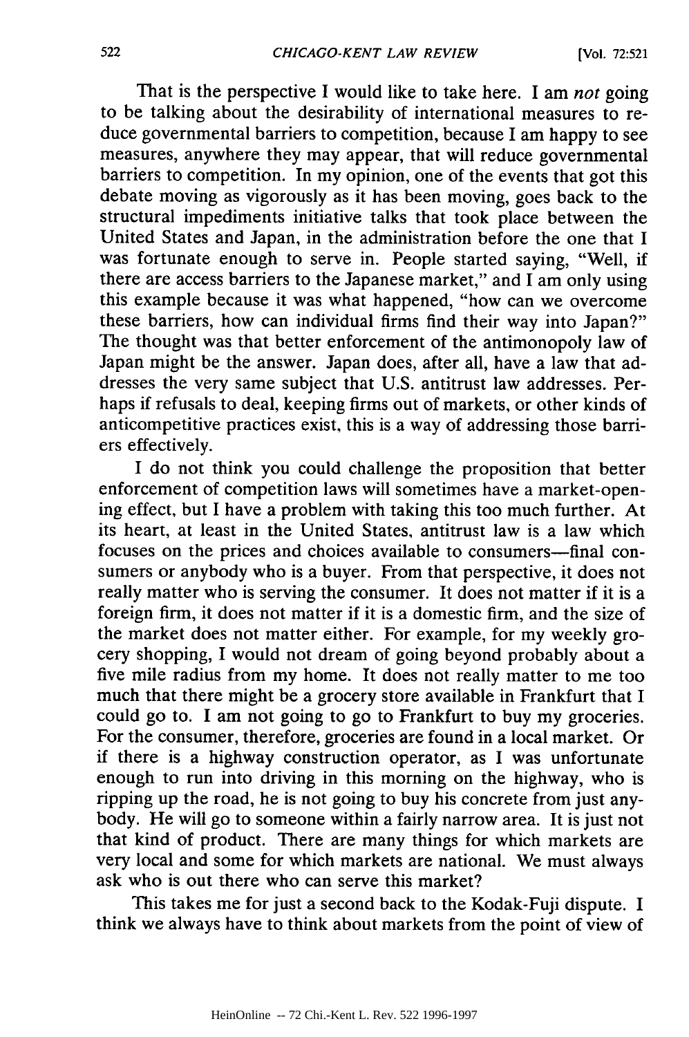That is the perspective I would like to take here. I am *not* going to be talking about the desirability of international measures to reduce governmental barriers to competition, because I am happy to see measures, anywhere they may appear, that will reduce governmental barriers to competition. In my opinion, one of the events that got this debate moving as vigorously as it has been moving, goes back to the structural impediments initiative talks that took place between the United States and Japan, in the administration before the one that I was fortunate enough to serve in. People started saying, "Well, if there are access barriers to the Japanese market," and I am only using this example because it was what happened, "how can we overcome these barriers, how can individual firms find their way into Japan?" The thought was that better enforcement of the antimonopoly law of Japan might be the answer. Japan does, after all, have a law that addresses the very same subject that U.S. antitrust law addresses. Perhaps if refusals to deal, keeping firms out of markets, or other kinds of anticompetitive practices exist, this is a way of addressing those barriers effectively.

I do not think you could challenge the proposition that better enforcement of competition laws will sometimes have a market-opening effect, but I have a problem with taking this too much further. At its heart, at least in the United States, antitrust law is a law which focuses on the prices and choices available to consumers—final consumers or anybody who is a buyer. From that perspective, it does not really matter who is serving the consumer. It does not matter if it is a foreign firm, it does not matter if it is a domestic firm, and the size of the market does not matter either. For example, for my weekly grocery shopping, I would not dream of going beyond probably about a five mile radius from my home. It does not really matter to me too much that there might be a grocery store available in Frankfurt that I could go to. I am not going to go to Frankfurt to buy my groceries. For the consumer, therefore, groceries are found in a local market. Or if there is a highway construction operator, as I was unfortunate enough to run into driving in this morning on the highway, who is ripping up the road, he is not going to buy his concrete from just anybody. He will go to someone within a fairly narrow area. It is just not that kind of product. There are many things for which markets are very local and some for which markets are national. We must always ask who is out there who can serve this market?

This takes me for just a second back to the Kodak-Fuji dispute. I think we always have to think about markets from the point of view of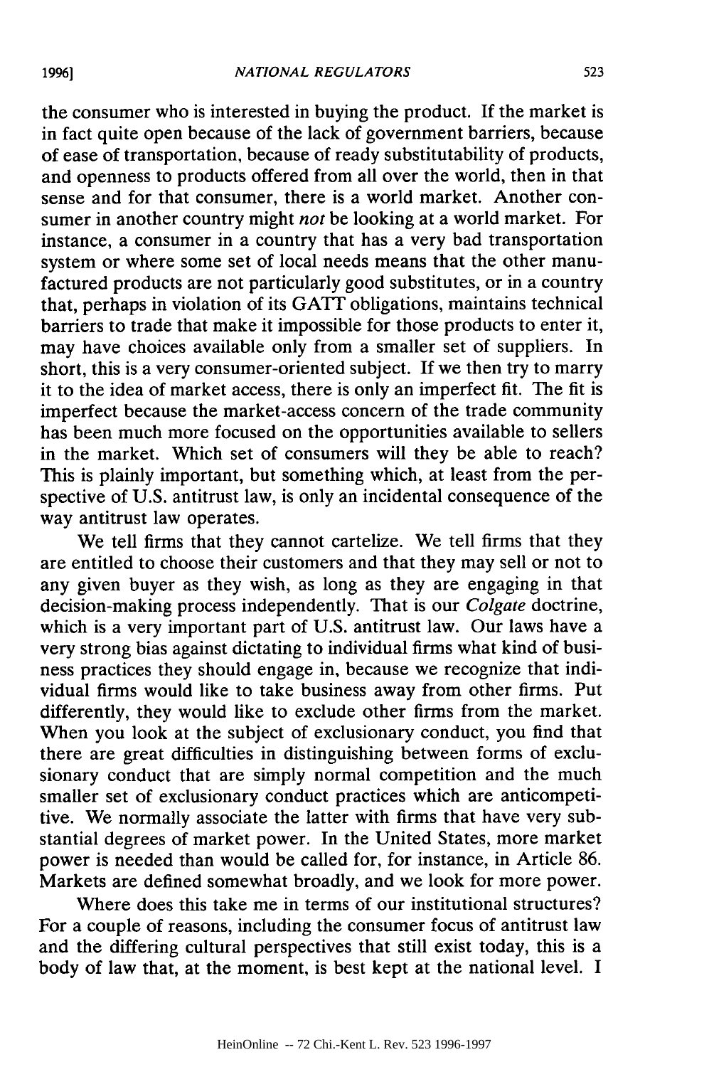the consumer who is interested in buying the product. If the market is in fact quite open because of the lack of government barriers, because of ease of transportation, because of ready substitutability of products, and openness to products offered from all over the world, then in that sense and for that consumer, there is a world market. Another consumer in another country might *not* be looking at a world market. For instance, a consumer in a country that has a very bad transportation system or where some set of local needs means that the other manufactured products are not particularly good substitutes, or in a country that, perhaps in violation of its GATT obligations, maintains technical barriers to trade that make it impossible for those products to enter it, may have choices available only from a smaller set of suppliers. In short, this is a very consumer-oriented subject. If we then try to marry it to the idea of market access, there is only an imperfect fit. The fit is imperfect because the market-access concern of the trade community has been much more focused on the opportunities available to sellers in the market. Which set of consumers will they be able to reach? This is plainly important, but something which, at least from the perspective of U.S. antitrust law, is only an incidental consequence of the way antitrust law operates.

We tell firms that they cannot cartelize. We tell firms that they are entitled to choose their customers and that they may sell or not to any given buyer as they wish, as long as they are engaging in that decision-making process independently. That is our *Colgate* doctrine, which is a very important part of U.S. antitrust law. Our laws have a very strong bias against dictating to individual firms what kind of business practices they should engage in, because we recognize that individual firms would like to take business away from other firms. Put differently, they would like to exclude other firms from the market. When you look at the subject of exclusionary conduct, you find that there are great difficulties in distinguishing between forms of exclusionary conduct that are simply normal competition and the much smaller set of exclusionary conduct practices which are anticompetitive. We normally associate the latter with firms that have very substantial degrees of market power. In the United States, more market power is needed than would be called for, for instance, in Article 86. Markets are defined somewhat broadly, and we look for more power.

Where does this take me in terms of our institutional structures? For a couple of reasons, including the consumer focus of antitrust law and the differing cultural perspectives that still exist today, this is a body of law that, at the moment, is best kept at the national level. I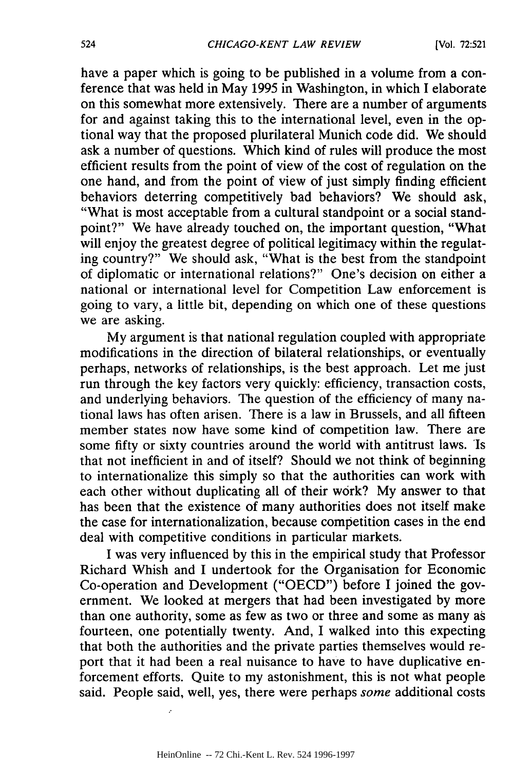have a paper which is going to be published in a volume from a conference that was held in May 1995 in Washington, in which I elaborate on this somewhat more extensively. There are a number of arguments for and against taking this to the international level, even in the optional way that the proposed plurilateral Munich code did. We should ask a number of questions. Which kind of rules will produce the most efficient results from the point of view of the cost of regulation on the one hand, and from the point of view of just simply finding efficient behaviors deterring competitively bad behaviors? We should ask, "What is most acceptable from a cultural standpoint or a social standpoint?" We have already touched on, the important question, "What will enjoy the greatest degree of political legitimacy within the regulating country?" We should ask, "What is the best from the standpoint of diplomatic or international relations?" One's decision on either a national or international level for Competition Law enforcement is going to vary, a little bit, depending on which one of these questions we are asking.

My argument is that national regulation coupled with appropriate modifications in the direction of bilateral relationships, or eventually perhaps, networks of relationships, is the best approach. Let me just run through the key factors very quickly: efficiency, transaction costs, and underlying behaviors. The question of the efficiency of many national laws has often arisen. There is a law in Brussels, and all fifteen member states now have some kind of competition law. There are some fifty or sixty countries around the world with antitrust laws. Is that not inefficient in and of itself? Should we not think of beginning to internationalize this simply so that the authorities can work with each other without duplicating all of their work? My answer to that has been that the existence of many authorities does not itself make the case for internationalization, because competition cases in the end deal with competitive conditions in particular markets.

I was very influenced by this in the empirical study that Professor Richard Whish and I undertook for the Organisation for Economic Co-operation and Development ("OECD") before I joined the government. We looked at mergers that had been investigated by more than one authority, some as few as two or three and some as many as fourteen, one potentially twenty. And, I walked into this expecting that both the authorities and the private parties themselves would report that it had been a real nuisance to have to have duplicative enforcement efforts. Quite to my astonishment, this is not what people said. People said, well, yes, there were perhaps *some* additional costs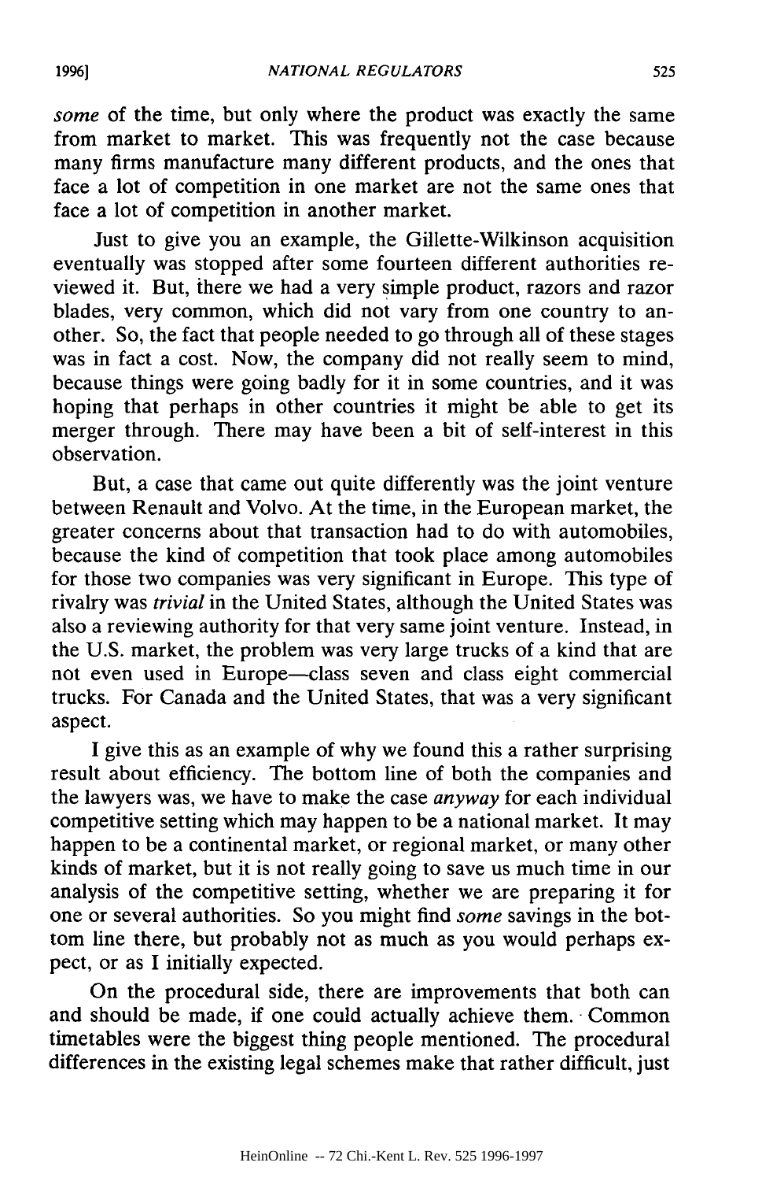*some* of the time, but only where the product was exactly the same from market to market. This was frequently not the case because many firms manufacture many different products, and the ones that face a lot of competition in one market are not the same ones that face a lot of competition in another market.

Just to give you an example, the Gillette-Wilkinson acquisition eventually was stopped after some fourteen different authorities reviewed it. But, there we had a very simple product, razors and razor blades, very common, which did not vary from one country to another. So, the fact that people needed to go through all of these stages was in fact a cost. Now, the company did not really seem to mind, because things were going badly for it in some countries, and it was hoping that perhaps in other countries it might be able to get its merger through. There may have been a bit of self-interest in this observation.

But, a case that came out quite differently was the joint venture between Renault and Volvo. At the time, in the European market, the greater concerns about that transaction had to do with automobiles, because the kind of competition that took place among automobiles for those two companies was very significant in Europe. This type of rivalry was *trivial* in the United States, although the United States was also a reviewing authority for that very same joint venture. Instead, in the U.S. market, the problem was very large trucks of a kind that are not even used in Europe—class seven and class eight commercial trucks. For Canada and the United States, that was a very significant aspect.

I give this as an example of why we found this a rather surprising result about efficiency. The bottom line of both the companies and the lawyers was, we have to make the case *anyway* for each individual competitive setting which may happen to be a national market. It may happen to be a continental market, or regional market, or many other kinds of market, but it is not really going to save us much time in our analysis of the competitive setting, whether we are preparing it for one or several authorities. So you might find *some* savings in the bottom line there, but probably not as much as you would perhaps expect, or as I initially expected.

On the procedural side, there are improvements that both can and should be made, if one could actually achieve them. Common timetables were the biggest thing people mentioned. The procedural differences in the existing legal schemes make that rather difficult, just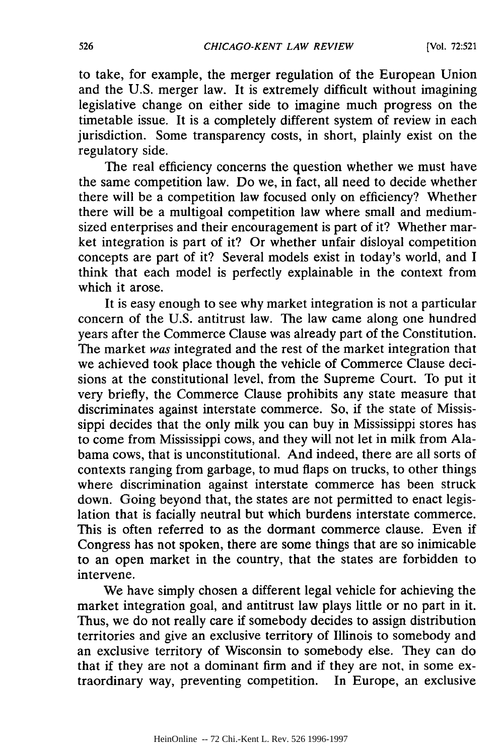to take, for example, the merger regulation of the European Union and the U.S. merger law. It is extremely difficult without imagining legislative change on either side to imagine much progress on the timetable issue. It is a completely different system of review in each jurisdiction. Some transparency costs, in short, plainly exist on the regulatory side.

The real efficiency concerns the question whether we must have the same competition law. Do we, in fact, all need to decide whether there will be a competition law focused only on efficiency? Whether there will be a multigoal competition law where small and medium-sized enterprises and their encouragement is part of it? Whether market integration is part of it? Or whether unfair disloyal competition concepts are part of it? Several models exist in today's world, and I think that each model is perfectly explainable in the context from which it arose.

It is easy enough to see why market integration is not a particular concern of the U.S. antitrust law. The law came along one hundred years after the Commerce Clause was already part of the Constitution. The market *was* integrated and the rest of the market integration that we achieved took place though the vehicle of Commerce Clause decisions at the constitutional level, from the Supreme Court. To put it very briefly, the Commerce Clause prohibits any state measure that discriminates against interstate commerce. So, if the state of Mississippi decides that the only milk you can buy in Mississippi stores has to come from Mississippi cows, and they will not let in milk from Alabama cows, that is unconstitutional. And indeed, there are all sorts of contexts ranging from garbage, to mud flaps on trucks, to other things where discrimination against interstate commerce has been struck down. Going beyond that, the states are not permitted to enact legislation that is facially neutral but which burdens interstate commerce. This is often referred to as the dormant commerce clause. Even if Congress has not spoken, there are some things that are so inimicable to an open market in the country, that the states are forbidden to intervene.

We have simply chosen a different legal vehicle for achieving the market integration goal, and antitrust law plays little or no part in it. Thus, we do not really care if somebody decides to assign distribution territories and give an exclusive territory of Illinois to somebody and an exclusive territory of Wisconsin to somebody else. They can do that if they are not a dominant firm and if they are not, in some extraordinary way, preventing competition. In Europe, an exclusive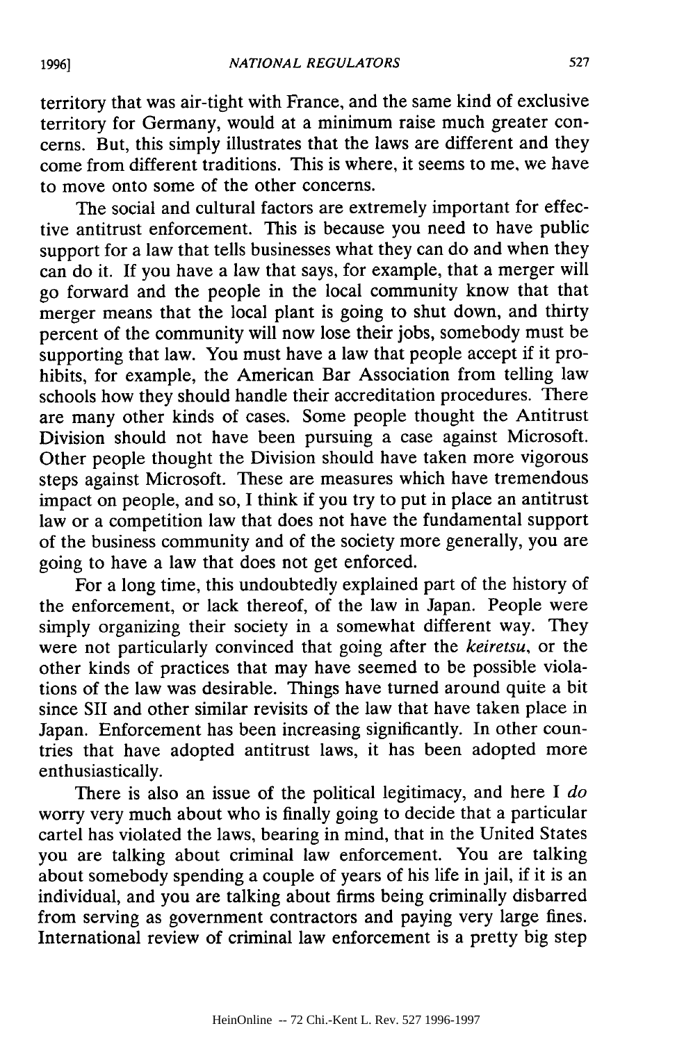territory that was air-tight with France, and the same kind of exclusive territory for Germany, would at a minimum raise much greater concerns. But, this simply illustrates that the laws are different and they come from different traditions. This is where, it seems to me, we have to move onto some of the other concerns.

The social and cultural factors are extremely important for effective antitrust enforcement. This is because you need to have public support for a law that tells businesses what they can do and when they can do it. If you have a law that says, for example, that a merger will go forward and the people in the local community know that that merger means that the local plant is going to shut down, and thirty percent of the community will now lose their jobs, somebody must be supporting that law. You must have a law that people accept if it prohibits, for example, the American Bar Association from telling law schools how they should handle their accreditation procedures. There are many other kinds of cases. Some people thought the Antitrust Division should not have been pursuing a case against Microsoft. Other people thought the Division should have taken more vigorous steps against Microsoft. These are measures which have tremendous impact on people, and so, I think if you try to put in place an antitrust law or a competition law that does not have the fundamental support of the business community and of the society more generally, you are going to have a law that does not get enforced.

For a long time, this undoubtedly explained part of the history of the enforcement, or lack thereof, of the law in Japan. People were simply organizing their society in a somewhat different way. They were not particularly convinced that going after the *keiretsu*, or the other kinds of practices that may have seemed to be possible violations of the law was desirable. Things have turned around quite a bit since SII and other similar revisits of the law that have taken place in Japan. Enforcement has been increasing significantly. In other countries that have adopted antitrust laws, it has been adopted more enthusiastically.

There is also an issue of the political legitimacy, and here I *do* worry very much about who is finally going to decide that a particular cartel has violated the laws, bearing in mind, that in the United States you are talking about criminal law enforcement. You are talking about somebody spending a couple of years of his life in jail, if it is an individual, and you are talking about firms being criminally disbarred from serving as government contractors and paying very large fines. International review of criminal law enforcement is a pretty big step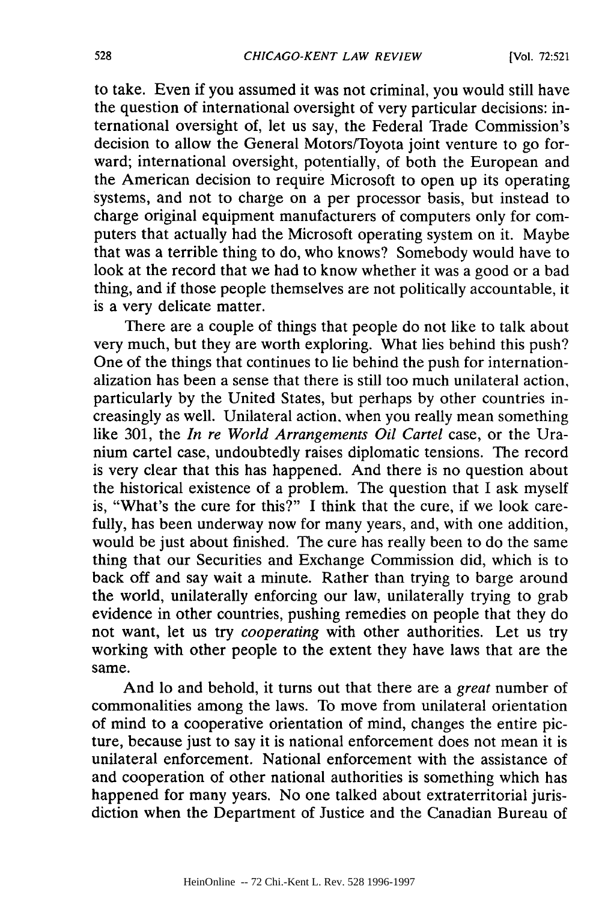to take. Even if you assumed it was not criminal, you would still have the question of international oversight of very particular decisions: international oversight of, let us say, the Federal Trade Commission's decision to allow the General Motors/Toyota joint venture to go forward; international oversight, potentially, of both the European and the American decision to require Microsoft to open up its operating systems, and not to charge on a per processor basis, but instead to charge original equipment manufacturers of computers only for computers that actually had the Microsoft operating system on it. Maybe that was a terrible thing to do, who knows? Somebody would have to look at the record that we had to know whether it was a good or a bad thing, and if those people themselves are not politically accountable, it is a very delicate matter.

There are a couple of things that people do not like to talk about very much, but they are worth exploring. What lies behind this push? One of the things that continues to lie behind the push for internationalization has been a sense that there is still too much unilateral action, particularly by the United States, but perhaps by other countries increasingly as well. Unilateral action, when you really mean something like 301, the *In re World Arrangements Oil Cartel* case, or the Uranium cartel case, undoubtedly raises diplomatic tensions. The record is very clear that this has happened. And there is no question about the historical existence of a problem. The question that I ask myself is, "What's the cure for this?" I think that the cure, if we look carefully, has been underway now for many years, and, with one addition, would be just about finished. The cure has really been to do the same thing that our Securities and Exchange Commission did, which is to back off and say wait a minute. Rather than trying to barge around the world, unilaterally enforcing our law, unilaterally trying to grab evidence in other countries, pushing remedies on people that they do not want, let us try *cooperating* with other authorities. Let us try working with other people to the extent they have laws that are the same.

And lo and behold, it turns out that there are a *great* number of commonalities among the laws. To move from unilateral orientation of mind to a cooperative orientation of mind, changes the entire picture, because just to say it is national enforcement does not mean it is unilateral enforcement. National enforcement with the assistance of and cooperation of other national authorities is something which has happened for many years. No one talked about extraterritorial jurisdiction when the Department of Justice and the Canadian Bureau of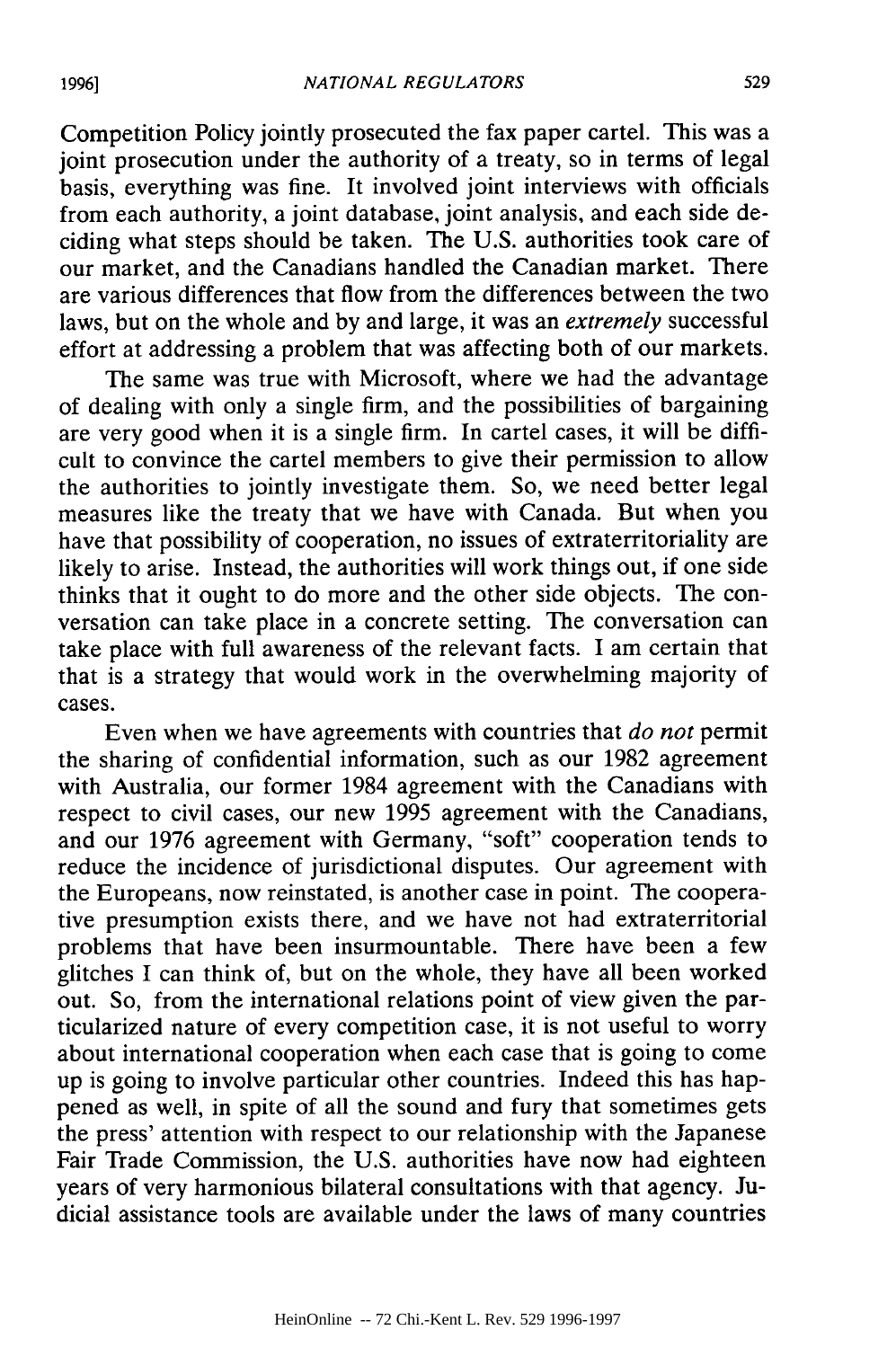Competition Policy jointly prosecuted the fax paper cartel. This was a joint prosecution under the authority of a treaty, so in terms of legal basis, everything was fine. It involved joint interviews with officials from each authority, a joint database, joint analysis, and each side deciding what steps should be taken. The U.S. authorities took care of our market, and the Canadians handled the Canadian market. There are various differences that flow from the differences between the two laws, but on the whole and by and large, it was an *extremely* successful effort at addressing a problem that was affecting both of our markets.

The same was true with Microsoft, where we had the advantage of dealing with only a single firm, and the possibilities of bargaining are very good when it is a single firm. In cartel cases, it will be difficult to convince the cartel members to give their permission to allow the authorities to jointly investigate them. So, we need better legal measures like the treaty that we have with Canada. But when you have that possibility of cooperation, no issues of extraterritoriality are likely to arise. Instead, the authorities will work things out, if one side thinks that it ought to do more and the other side objects. The conversation can take place in a concrete setting. The conversation can take place with full awareness of the relevant facts. I am certain that that is a strategy that would work in the overwhelming majority of cases.

Even when we have agreements with countries that *do not* permit the sharing of confidential information, such as our 1982 agreement with Australia, our former 1984 agreement with the Canadians with respect to civil cases, our new 1995 agreement with the Canadians, and our 1976 agreement with Germany, "soft" cooperation tends to reduce the incidence of jurisdictional disputes. Our agreement with the Europeans, now reinstated, is another case in point. The cooperative presumption exists there, and we have not had extraterritorial problems that have been insurmountable. There have been a few glitches I can think of, but on the whole, they have all been worked out. So, from the international relations point of view given the particularized nature of every competition case, it is not useful to worry about international cooperation when each case that is going to come up is going to involve particular other countries. Indeed this has happened as well, in spite of all the sound and fury that sometimes gets the press' attention with respect to our relationship with the Japanese Fair Trade Commission, the U.S. authorities have now had eighteen years of very harmonious bilateral consultations with that agency. Judicial assistance tools are available under the laws of many countries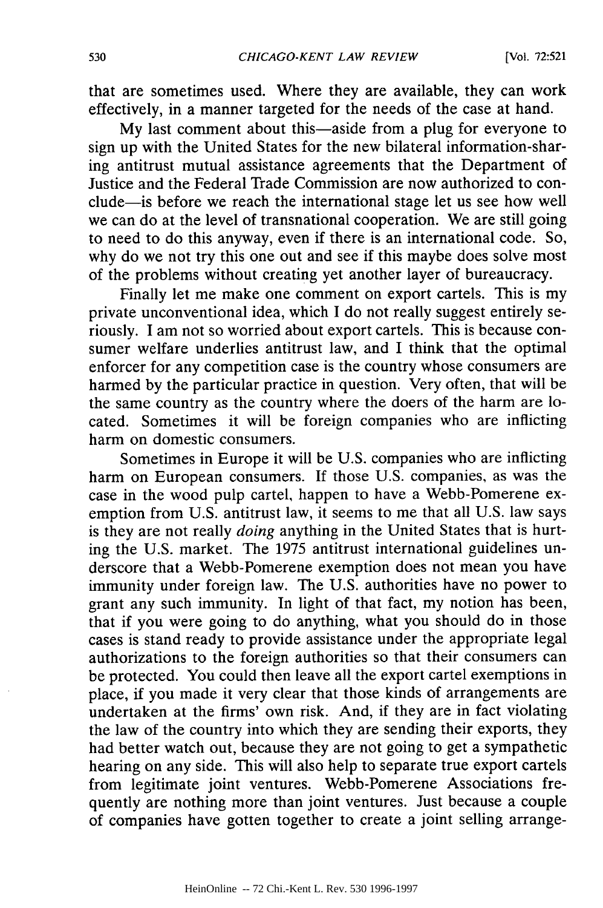that are sometimes used. Where they are available, they can work effectively, in a manner targeted for the needs of the case at hand.

My last comment about this—aside from a plug for everyone to sign up with the United States for the new bilateral information-sharing antitrust mutual assistance agreements that the Department of Justice and the Federal Trade Commission are now authorized to conclude—is before we reach the international stage let us see how well we can do at the level of transnational cooperation. We are still going to need to do this anyway, even if there is an international code. So, why do we not try this one out and see if this maybe does solve most of the problems without creating yet another layer of bureaucracy.

Finally let me make one comment on export cartels. This is my private unconventional idea, which I do not really suggest entirely seriously. I am not so worried about export cartels. This is because consumer welfare underlies antitrust law, and I think that the optimal enforcer for any competition case is the country whose consumers are harmed by the particular practice in question. Very often, that will be the same country as the country where the doers of the harm are located. Sometimes it will be foreign companies who are inflicting harm on domestic consumers.

Sometimes in Europe it will be U.S. companies who are inflicting harm on European consumers. If those U.S. companies, as was the case in the wood pulp cartel, happen to have a Webb-Pomerene exemption from U.S. antitrust law, it seems to me that all U.S. law says is they are not really *doing* anything in the United States that is hurting the U.S. market. The 1975 antitrust international guidelines underscore that a Webb-Pomerene exemption does not mean you have immunity under foreign law. The U.S. authorities have no power to grant any such immunity. In light of that fact, my notion has been, that if you were going to do anything, what you should do in those cases is stand ready to provide assistance under the appropriate legal authorizations to the foreign authorities so that their consumers can be protected. You could then leave all the export cartel exemptions in place, if you made it very clear that those kinds of arrangements are undertaken at the firms' own risk. And, if they are in fact violating the law of the country into which they are sending their exports, they had better watch out, because they are not going to get a sympathetic hearing on any side. This will also help to separate true export cartels from legitimate joint ventures. Webb-Pomerene Associations frequently are nothing more than joint ventures. Just because a couple of companies have gotten together to create a joint selling arrange-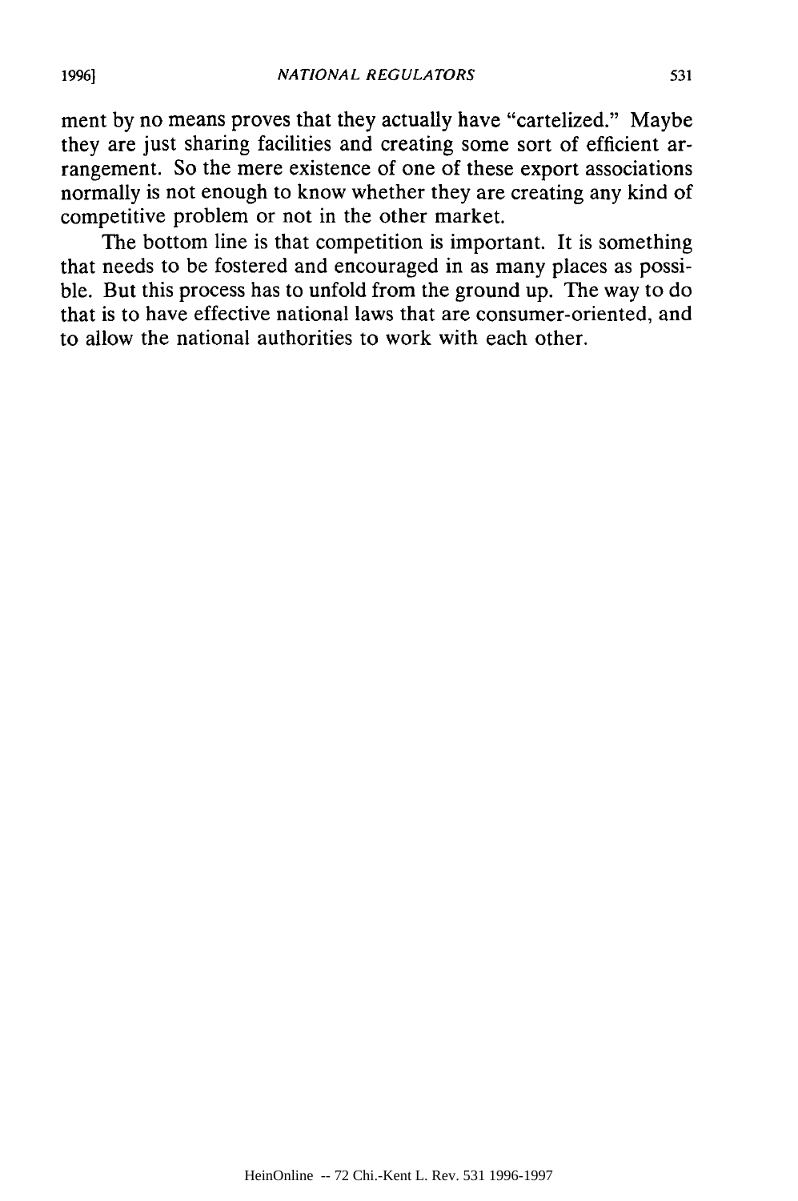ment by no means proves that they actually have "cartelized." Maybe they are just sharing facilities and creating some sort of efficient arrangement. So the mere existence of one of these export associations normally is not enough to know whether they are creating any kind of competitive problem or not in the other market.

The bottom line is that competition is important. It is something that needs to be fostered and encouraged in as many places as possible. But this process has to unfold from the ground up. The way to do that is to have effective national laws that are consumer-oriented, and to allow the national authorities to work with each other.